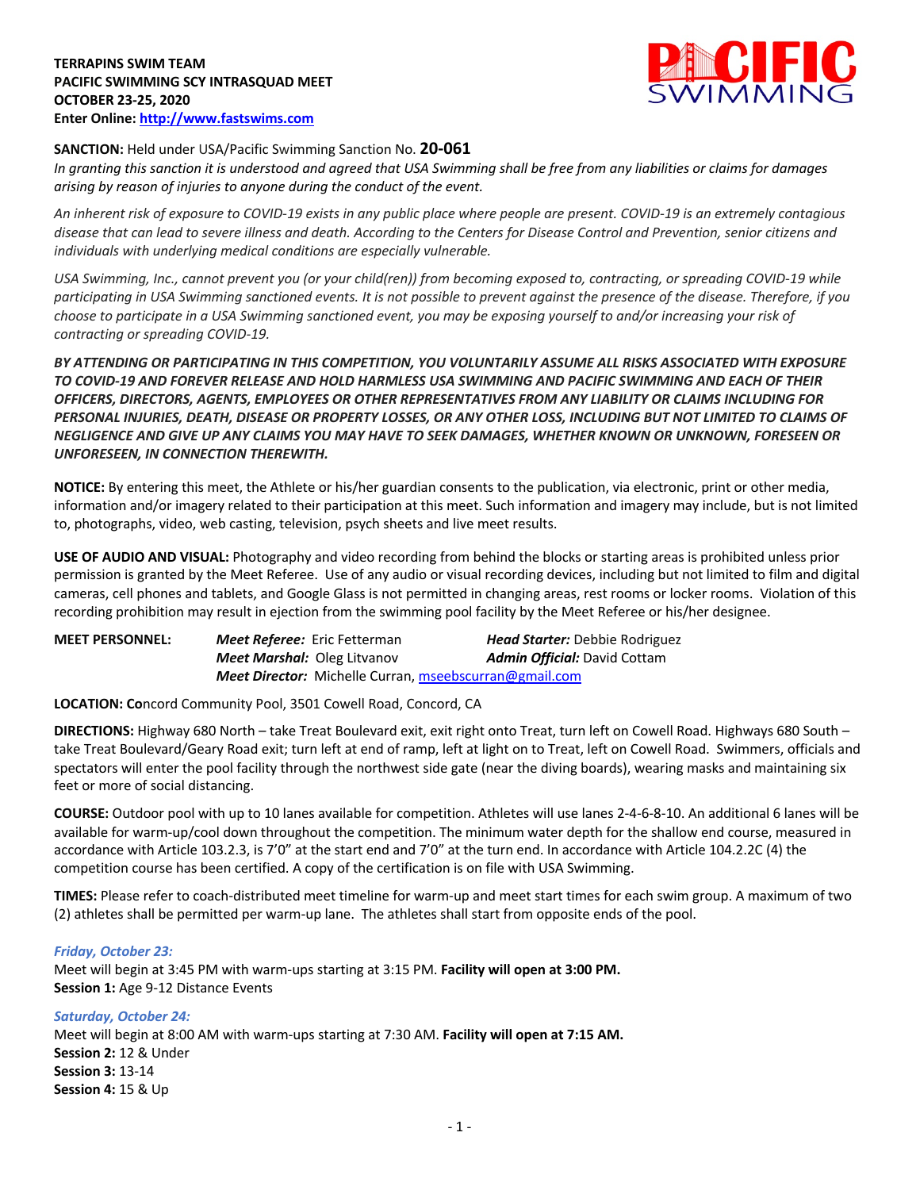**TERRAPINS SWIM TEAM**
**PACIFIC SWIMMING SCY INTRASQUAD MEET**
**OCTOBER 23-25, 2020**
**Enter Online: [http://www.fastswims.com](http://www.fastswims.com)**

**SANCTION:** Held under USA/Pacific Swimming Sanction No. **20-061**

*In granting this sanction it is understood and agreed that USA Swimming shall be free from any liabilities or claims for damages arising by reason of injuries to anyone during the conduct of the event.*

*An inherent risk of exposure to COVID-19 exists in any public place where people are present. COVID-19 is an extremely contagious disease that can lead to severe illness and death. According to the Centers for Disease Control and Prevention, senior citizens and individuals with underlying medical conditions are especially vulnerable.*

*USA Swimming, Inc., cannot prevent you (or your child(ren)) from becoming exposed to, contracting, or spreading COVID-19 while participating in USA Swimming sanctioned events. It is not possible to prevent against the presence of the disease. Therefore, if you choose to participate in a USA Swimming sanctioned event, you may be exposing yourself to and/or increasing your risk of contracting or spreading COVID-19.*

***BY ATTENDING OR PARTICIPATING IN THIS COMPETITION, YOU VOLUNTARILY ASSUME ALL RISKS ASSOCIATED WITH EXPOSURE TO COVID-19 AND FOREVER RELEASE AND HOLD HARMLESS USA SWIMMING AND PACIFIC SWIMMING AND EACH OF THEIR OFFICERS, DIRECTORS, AGENTS, EMPLOYEES OR OTHER REPRESENTATIVES FROM ANY LIABILITY OR CLAIMS INCLUDING FOR PERSONAL INJURIES, DEATH, DISEASE OR PROPERTY LOSSES, OR ANY OTHER LOSS, INCLUDING BUT NOT LIMITED TO CLAIMS OF NEGLIGENCE AND GIVE UP ANY CLAIMS YOU MAY HAVE TO SEEK DAMAGES, WHETHER KNOWN OR UNKNOWN, FORESEEN OR UNFORESEEN, IN CONNECTION THEREWITH.***

**NOTICE:** By entering this meet, the Athlete or his/her guardian consents to the publication, via electronic, print or other media, information and/or imagery related to their participation at this meet. Such information and imagery may include, but is not limited to, photographs, video, web casting, television, psych sheets and live meet results.

**USE OF AUDIO AND VISUAL:** Photography and video recording from behind the blocks or starting areas is prohibited unless prior permission is granted by the Meet Referee. Use of any audio or visual recording devices, including but not limited to film and digital cameras, cell phones and tablets, and Google Glass is not permitted in changing areas, rest rooms or locker rooms. Violation of this recording prohibition may result in ejection from the swimming pool facility by the Meet Referee or his/her designee.

**MEET PERSONNEL:**
***Meet Referee:*** Eric Fetterman — ***Head Starter:*** Debbie Rodriguez
***Meet Marshal:*** Oleg Litvanov — ***Admin Official:*** David Cottam
***Meet Director:*** Michelle Curran, [mseebscurran@gmail.com](mailto:mseebscurran@gmail.com)

**LOCATION: Co**ncord Community Pool, 3501 Cowell Road, Concord, CA

**DIRECTIONS:** Highway 680 North – take Treat Boulevard exit, exit right onto Treat, turn left on Cowell Road. Highways 680 South – take Treat Boulevard/Geary Road exit; turn left at end of ramp, left at light on to Treat, left on Cowell Road. Swimmers, officials and spectators will enter the pool facility through the northwest side gate (near the diving boards), wearing masks and maintaining six feet or more of social distancing.

**COURSE:** Outdoor pool with up to 10 lanes available for competition. Athletes will use lanes 2-4-6-8-10. An additional 6 lanes will be available for warm-up/cool down throughout the competition. The minimum water depth for the shallow end course, measured in accordance with Article 103.2.3, is 7'0" at the start end and 7'0" at the turn end. In accordance with Article 104.2.2C (4) the competition course has been certified. A copy of the certification is on file with USA Swimming.

**TIMES:** Please refer to coach-distributed meet timeline for warm-up and meet start times for each swim group. A maximum of two (2) athletes shall be permitted per warm-up lane. The athletes shall start from opposite ends of the pool.

***Friday, October 23:***
Meet will begin at 3:45 PM with warm-ups starting at 3:15 PM. **Facility will open at 3:00 PM.**
**Session 1:** Age 9-12 Distance Events

***Saturday, October 24:***
Meet will begin at 8:00 AM with warm-ups starting at 7:30 AM. **Facility will open at 7:15 AM.**
**Session 2:** 12 & Under
**Session 3:** 13-14
**Session 4:** 15 & Up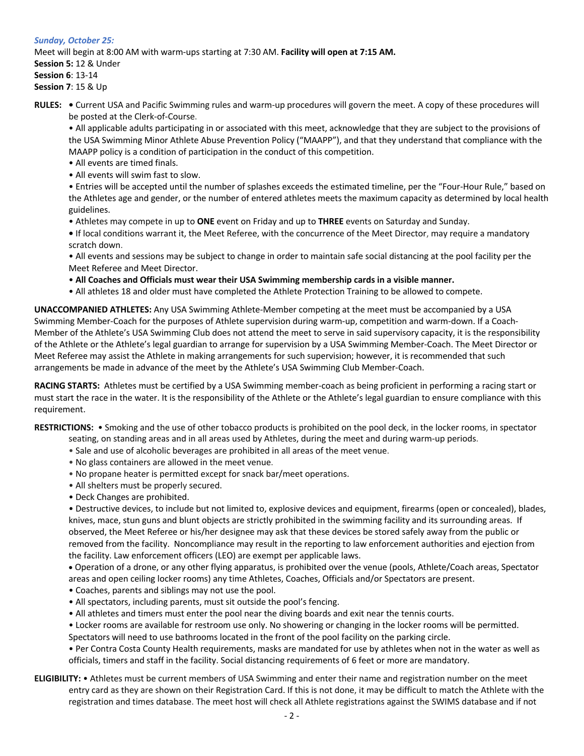***Sunday, October 25:***

Meet will begin at 8:00 AM with warm-ups starting at 7:30 AM. **Facility will open at 7:15 AM.**

**Session 5:** 12 & Under
**Session 6**: 13-14
**Session 7**: 15 & Up

**RULES:**
- Current USA and Pacific Swimming rules and warm-up procedures will govern the meet. A copy of these procedures will be posted at the Clerk-of-Course.
- All applicable adults participating in or associated with this meet, acknowledge that they are subject to the provisions of the USA Swimming Minor Athlete Abuse Prevention Policy ("MAAPP"), and that they understand that compliance with the MAAPP policy is a condition of participation in the conduct of this competition.
- All events are timed finals.
- All events will swim fast to slow.
- Entries will be accepted until the number of splashes exceeds the estimated timeline, per the "Four-Hour Rule," based on the Athletes age and gender, or the number of entered athletes meets the maximum capacity as determined by local health guidelines.
- Athletes may compete in up to **ONE** event on Friday and up to **THREE** events on Saturday and Sunday.
- If local conditions warrant it, the Meet Referee, with the concurrence of the Meet Director, may require a mandatory scratch down.
- All events and sessions may be subject to change in order to maintain safe social distancing at the pool facility per the Meet Referee and Meet Director.
- **All Coaches and Officials must wear their USA Swimming membership cards in a visible manner.**
- All athletes 18 and older must have completed the Athlete Protection Training to be allowed to compete.

**UNACCOMPANIED ATHLETES:** Any USA Swimming Athlete-Member competing at the meet must be accompanied by a USA Swimming Member-Coach for the purposes of Athlete supervision during warm-up, competition and warm-down. If a Coach-Member of the Athlete's USA Swimming Club does not attend the meet to serve in said supervisory capacity, it is the responsibility of the Athlete or the Athlete's legal guardian to arrange for supervision by a USA Swimming Member-Coach. The Meet Director or Meet Referee may assist the Athlete in making arrangements for such supervision; however, it is recommended that such arrangements be made in advance of the meet by the Athlete's USA Swimming Club Member-Coach.

**RACING STARTS:** Athletes must be certified by a USA Swimming member-coach as being proficient in performing a racing start or must start the race in the water. It is the responsibility of the Athlete or the Athlete's legal guardian to ensure compliance with this requirement.

**RESTRICTIONS:**
- Smoking and the use of other tobacco products is prohibited on the pool deck, in the locker rooms, in spectator seating, on standing areas and in all areas used by Athletes, during the meet and during warm-up periods.
- Sale and use of alcoholic beverages are prohibited in all areas of the meet venue.
- No glass containers are allowed in the meet venue.
- No propane heater is permitted except for snack bar/meet operations.
- All shelters must be properly secured.
- Deck Changes are prohibited.
- Destructive devices, to include but not limited to, explosive devices and equipment, firearms (open or concealed), blades, knives, mace, stun guns and blunt objects are strictly prohibited in the swimming facility and its surrounding areas. If observed, the Meet Referee or his/her designee may ask that these devices be stored safely away from the public or removed from the facility. Noncompliance may result in the reporting to law enforcement authorities and ejection from the facility. Law enforcement officers (LEO) are exempt per applicable laws.
- Operation of a drone, or any other flying apparatus, is prohibited over the venue (pools, Athlete/Coach areas, Spectator areas and open ceiling locker rooms) any time Athletes, Coaches, Officials and/or Spectators are present.
- Coaches, parents and siblings may not use the pool.
- All spectators, including parents, must sit outside the pool's fencing.
- All athletes and timers must enter the pool near the diving boards and exit near the tennis courts.
- Locker rooms are available for restroom use only. No showering or changing in the locker rooms will be permitted. Spectators will need to use bathrooms located in the front of the pool facility on the parking circle.
- Per Contra Costa County Health requirements, masks are mandated for use by athletes when not in the water as well as officials, timers and staff in the facility. Social distancing requirements of 6 feet or more are mandatory.

**ELIGIBILITY:**
- Athletes must be current members of USA Swimming and enter their name and registration number on the meet entry card as they are shown on their Registration Card. If this is not done, it may be difficult to match the Athlete with the registration and times database. The meet host will check all Athlete registrations against the SWIMS database and if not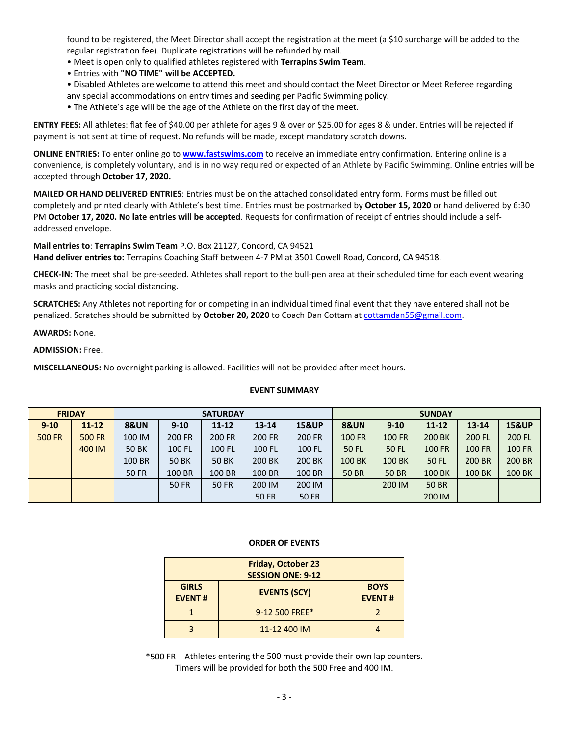found to be registered, the Meet Director shall accept the registration at the meet (a $10 surcharge will be added to the regular registration fee). Duplicate registrations will be refunded by mail.

- Meet is open only to qualified athletes registered with **Terrapins Swim Team**.
- Entries with **"NO TIME" will be ACCEPTED.**
- Disabled Athletes are welcome to attend this meet and should contact the Meet Director or Meet Referee regarding any special accommodations on entry times and seeding per Pacific Swimming policy.
- The Athlete's age will be the age of the Athlete on the first day of the meet.

**ENTRY FEES:** All athletes: flat fee of $40.00 per athlete for ages 9 & over or $25.00 for ages 8 & under. Entries will be rejected if payment is not sent at time of request. No refunds will be made, except mandatory scratch downs.

**ONLINE ENTRIES:** To enter online go to **[www.fastswims.com](http://www.fastswims.com)** to receive an immediate entry confirmation. Entering online is a convenience, is completely voluntary, and is in no way required or expected of an Athlete by Pacific Swimming. Online entries will be accepted through **October 17, 2020.**

**MAILED OR HAND DELIVERED ENTRIES**: Entries must be on the attached consolidated entry form. Forms must be filled out completely and printed clearly with Athlete's best time. Entries must be postmarked by **October 15, 2020** or hand delivered by 6:30 PM **October 17, 2020. No late entries will be accepted**. Requests for confirmation of receipt of entries should include a self-addressed envelope.

**Mail entries to**: **Terrapins Swim Team** P.O. Box 21127, Concord, CA 94521
**Hand deliver entries to:** Terrapins Coaching Staff between 4-7 PM at 3501 Cowell Road, Concord, CA 94518.

**CHECK-IN:** The meet shall be pre-seeded. Athletes shall report to the bull-pen area at their scheduled time for each event wearing masks and practicing social distancing.

**SCRATCHES:** Any Athletes not reporting for or competing in an individual timed final event that they have entered shall not be penalized. Scratches should be submitted by **October 20, 2020** to Coach Dan Cottam at cottamdan55@gmail.com.

**AWARDS:** None.

**ADMISSION:** Free.

**MISCELLANEOUS:** No overnight parking is allowed. Facilities will not be provided after meet hours.

**EVENT SUMMARY**

| FRIDAY | | SATURDAY | | | | | SUNDAY | | | | |
|---|---|---|---|---|---|---|---|---|---|---|---|
| 9-10 | 11-12 | 8&UN | 9-10 | 11-12 | 13-14 | 15&UP | 8&UN | 9-10 | 11-12 | 13-14 | 15&UP |
| 500 FR | 500 FR | 100 IM | 200 FR | 200 FR | 200 FR | 200 FR | 100 FR | 100 FR | 200 BK | 200 FL | 200 FL |
| | 400 IM | 50 BK | 100 FL | 100 FL | 100 FL | 100 FL | 50 FL | 50 FL | 100 FR | 100 FR | 100 FR |
| | | 100 BR | 50 BK | 50 BK | 200 BK | 200 BK | 100 BK | 100 BK | 50 FL | 200 BR | 200 BR |
| | | 50 FR | 100 BR | 100 BR | 100 BR | 100 BR | 50 BR | 50 BR | 100 BK | 100 BK | 100 BK |
| | | | 50 FR | 50 FR | 200 IM | 200 IM | | 200 IM | 50 BR | | |
| | | | | | 50 FR | 50 FR | | | 200 IM | | |

**ORDER OF EVENTS**

| Friday, October 23 SESSION ONE: 9-12 | | |
|---|---|---|
| GIRLS EVENT # | EVENTS (SCY) | BOYS EVENT # |
| 1 | 9-12 500 FREE* | 2 |
| 3 | 11-12 400 IM | 4 |

*500 FR – Athletes entering the 500 must provide their own lap counters.
Timers will be provided for both the 500 Free and 400 IM.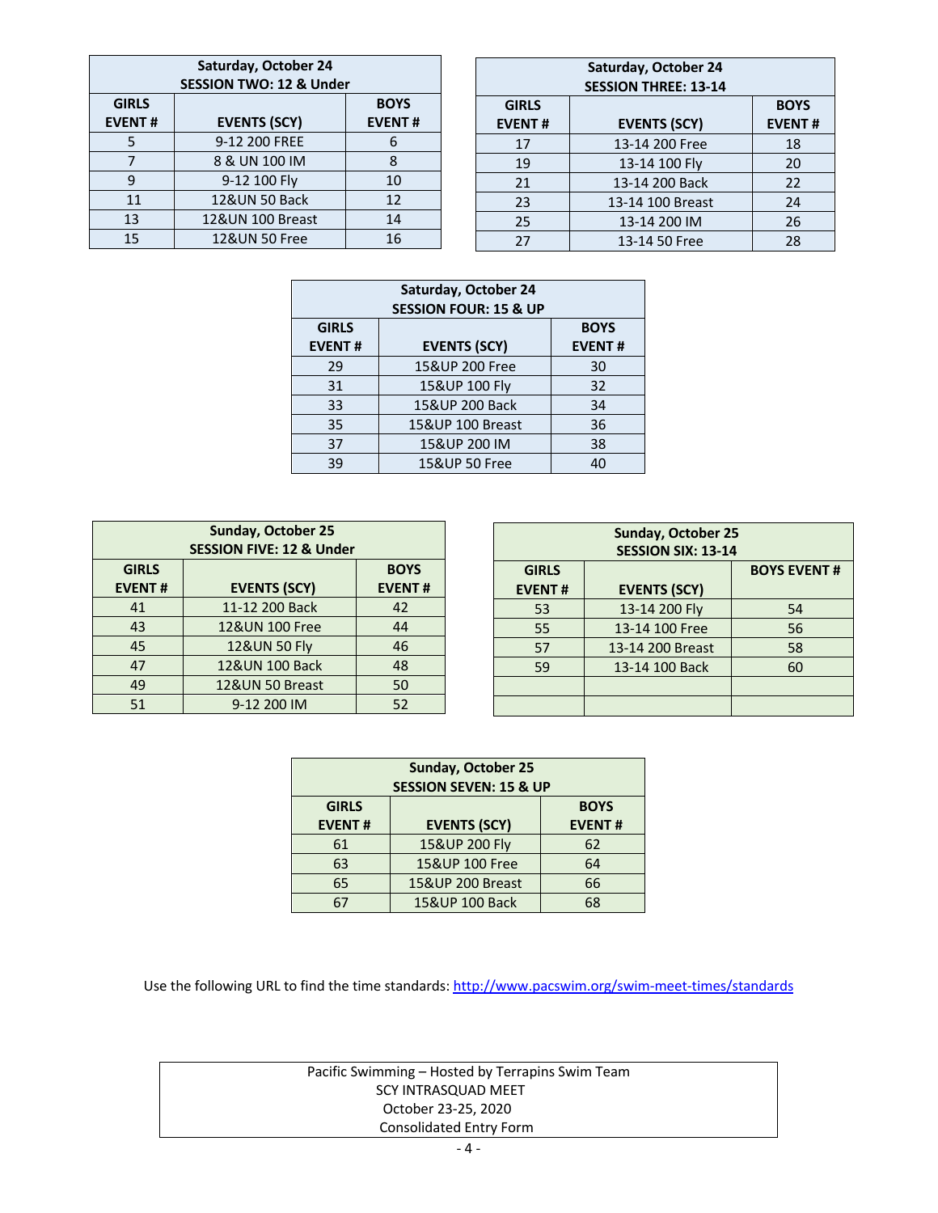| Saturday, October 24<br>SESSION TWO: 12 & Under | | |
|---|---|---|
| GIRLS EVENT # | EVENTS (SCY) | BOYS EVENT # |
| 5 | 9-12 200 FREE | 6 |
| 7 | 8 & UN 100 IM | 8 |
| 9 | 9-12 100 Fly | 10 |
| 11 | 12&UN 50 Back | 12 |
| 13 | 12&UN 100 Breast | 14 |
| 15 | 12&UN 50 Free | 16 |

| Saturday, October 24<br>SESSION THREE: 13-14 | | |
|---|---|---|
| GIRLS EVENT # | EVENTS (SCY) | BOYS EVENT # |
| 17 | 13-14 200 Free | 18 |
| 19 | 13-14 100 Fly | 20 |
| 21 | 13-14 200 Back | 22 |
| 23 | 13-14 100 Breast | 24 |
| 25 | 13-14 200 IM | 26 |
| 27 | 13-14 50 Free | 28 |

| Saturday, October 24<br>SESSION FOUR: 15 & UP | | |
|---|---|---|
| GIRLS EVENT # | EVENTS (SCY) | BOYS EVENT # |
| 29 | 15&UP 200 Free | 30 |
| 31 | 15&UP 100 Fly | 32 |
| 33 | 15&UP 200 Back | 34 |
| 35 | 15&UP 100 Breast | 36 |
| 37 | 15&UP 200 IM | 38 |
| 39 | 15&UP 50 Free | 40 |

| Sunday, October 25<br>SESSION FIVE: 12 & Under | | |
|---|---|---|
| GIRLS EVENT # | EVENTS (SCY) | BOYS EVENT # |
| 41 | 11-12 200 Back | 42 |
| 43 | 12&UN 100 Free | 44 |
| 45 | 12&UN 50 Fly | 46 |
| 47 | 12&UN 100 Back | 48 |
| 49 | 12&UN 50 Breast | 50 |
| 51 | 9-12 200 IM | 52 |

| Sunday, October 25<br>SESSION SIX: 13-14 | | |
|---|---|---|
| GIRLS EVENT # | EVENTS (SCY) | BOYS EVENT # |
| 53 | 13-14 200 Fly | 54 |
| 55 | 13-14 100 Free | 56 |
| 57 | 13-14 200 Breast | 58 |
| 59 | 13-14 100 Back | 60 |
| | | |
| | | |

| Sunday, October 25<br>SESSION SEVEN: 15 & UP | | |
|---|---|---|
| GIRLS EVENT # | EVENTS (SCY) | BOYS EVENT # |
| 61 | 15&UP 200 Fly | 62 |
| 63 | 15&UP 100 Free | 64 |
| 65 | 15&UP 200 Breast | 66 |
| 67 | 15&UP 100 Back | 68 |

Use the following URL to find the time standards: http://www.pacswim.org/swim-meet-times/standards

Pacific Swimming – Hosted by Terrapins Swim Team
SCY INTRASQUAD MEET
October 23-25, 2020
Consolidated Entry Form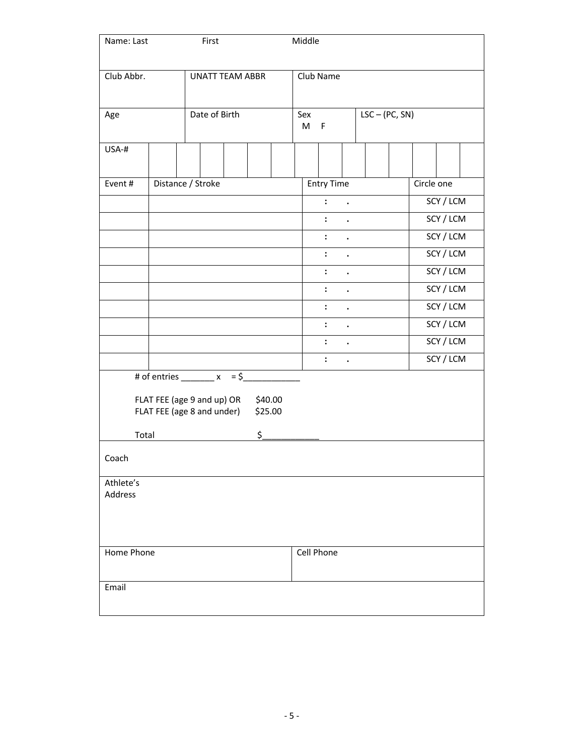| Name: Last | First | Middle | | |
|---|---|---|---|---|
| Club Abbr. | UNATT TEAM ABBR | Club Name | | |
| Age | Date of Birth | Sex<br>M F | LSC – (PC, SN) | |

| USA-# | | | | | | | | | | | | | |
|---|---|---|---|---|---|---|---|---|---|---|---|---|---|

| Event # | Distance / Stroke | Entry Time | Circle one |
|---|---|---|---|
| | | : . | SCY / LCM |
| | | : . | SCY / LCM |
| | | : . | SCY / LCM |
| | | : . | SCY / LCM |
| | | : . | SCY / LCM |
| | | : . | SCY / LCM |
| | | : . | SCY / LCM |
| | | : . | SCY / LCM |
| | | : . | SCY / LCM |
| | | : . | SCY / LCM |

# of entries _______ x = $____________

FLAT FEE (age 9 and up) OR $40.00
FLAT FEE (age 8 and under) $25.00

Total $____________

| Coach |
|---|
| Athlete's Address |

| Home Phone | Cell Phone |
|---|---|
| Email | |